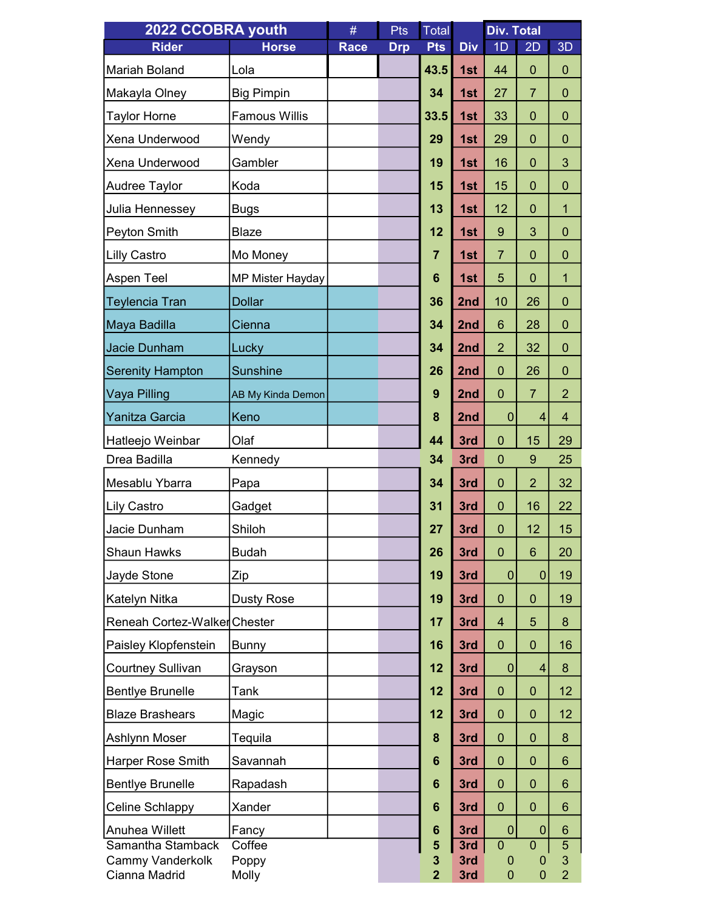| 2022 CCOBRA youth | | # | Pts | Total | | Div. Total | | |
|---|---|---|---|---|---|---|---|---|
| Rider | Horse | Race | Drp | Pts | Div | 1D | 2D | 3D |
| Mariah Boland | Lola | | | 43.5 | 1st | 44 | 0 | 0 |
| Makayla Olney | Big Pimpin | | | 34 | 1st | 27 | 7 | 0 |
| Taylor Horne | Famous Willis | | | 33.5 | 1st | 33 | 0 | 0 |
| Xena Underwood | Wendy | | | 29 | 1st | 29 | 0 | 0 |
| Xena Underwood | Gambler | | | 19 | 1st | 16 | 0 | 3 |
| Audree Taylor | Koda | | | 15 | 1st | 15 | 0 | 0 |
| Julia Hennessey | Bugs | | | 13 | 1st | 12 | 0 | 1 |
| Peyton Smith | Blaze | | | 12 | 1st | 9 | 3 | 0 |
| Lilly Castro | Mo Money | | | 7 | 1st | 7 | 0 | 0 |
| Aspen Teel | MP Mister Hayday | | | 6 | 1st | 5 | 0 | 1 |
| Teylencia Tran | Dollar | | | 36 | 2nd | 10 | 26 | 0 |
| Maya Badilla | Cienna | | | 34 | 2nd | 6 | 28 | 0 |
| Jacie Dunham | Lucky | | | 34 | 2nd | 2 | 32 | 0 |
| Serenity Hampton | Sunshine | | | 26 | 2nd | 0 | 26 | 0 |
| Vaya Pilling | AB My Kinda Demon | | | 9 | 2nd | 0 | 7 | 2 |
| Yanitza Garcia | Keno | | | 8 | 2nd | 0 | 4 | 4 |
| Hatleejo Weinbar | Olaf | | | 44 | 3rd | 0 | 15 | 29 |
| Drea Badilla | Kennedy | | | 34 | 3rd | 0 | 9 | 25 |
| Mesablu Ybarra | Papa | | | 34 | 3rd | 0 | 2 | 32 |
| Lily Castro | Gadget | | | 31 | 3rd | 0 | 16 | 22 |
| Jacie Dunham | Shiloh | | | 27 | 3rd | 0 | 12 | 15 |
| Shaun Hawks | Budah | | | 26 | 3rd | 0 | 6 | 20 |
| Jayde Stone | Zip | | | 19 | 3rd | 0 | 0 | 19 |
| Katelyn Nitka | Dusty Rose | | | 19 | 3rd | 0 | 0 | 19 |
| Reneah Cortez-Walker | Chester | | | 17 | 3rd | 4 | 5 | 8 |
| Paisley Klopfenstein | Bunny | | | 16 | 3rd | 0 | 0 | 16 |
| Courtney Sullivan | Grayson | | | 12 | 3rd | 0 | 4 | 8 |
| Bentlye Brunelle | Tank | | | 12 | 3rd | 0 | 0 | 12 |
| Blaze Brashears | Magic | | | 12 | 3rd | 0 | 0 | 12 |
| Ashlynn Moser | Tequila | | | 8 | 3rd | 0 | 0 | 8 |
| Harper Rose Smith | Savannah | | | 6 | 3rd | 0 | 0 | 6 |
| Bentlye Brunelle | Rapadash | | | 6 | 3rd | 0 | 0 | 6 |
| Celine Schlappy | Xander | | | 6 | 3rd | 0 | 0 | 6 |
| Anuhea Willett | Fancy | | | 6 | 3rd | 0 | 0 | 6 |
| Samantha Stamback | Coffee | | | 5 | 3rd | 0 | 0 | 5 |
| Cammy Vanderkolk | Poppy | | | 3 | 3rd | 0 | 0 | 3 |
| Cianna Madrid | Molly | | | 2 | 3rd | 0 | 0 | 2 |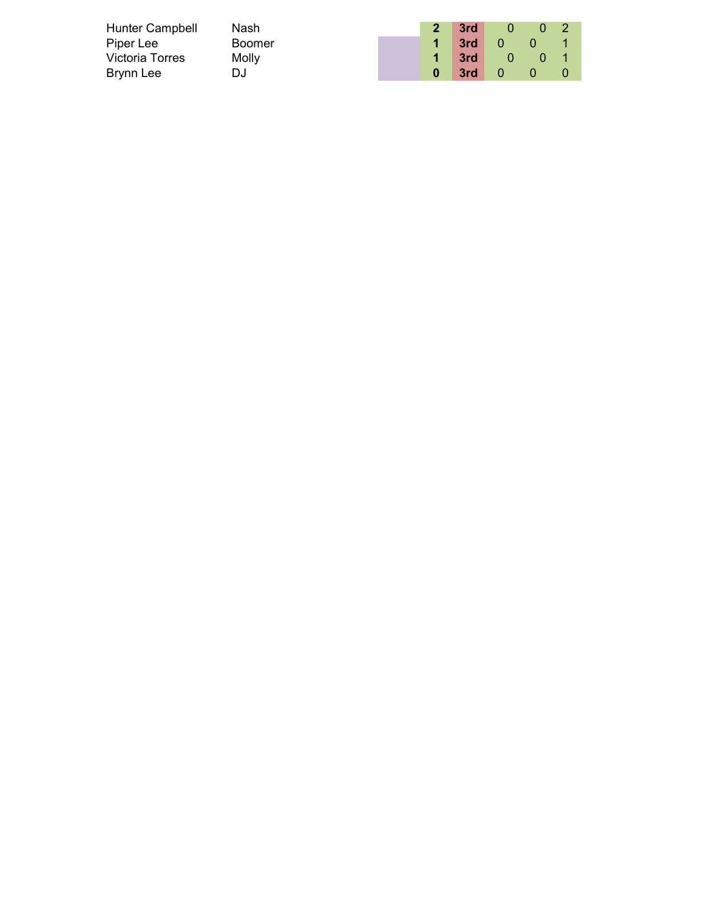| | | | | | | | |
|---|---|---|---|---|---|---|---|
| Hunter Campbell | Nash | | **2** | **3rd** | 0 | 0 | 2 |
| Piper Lee | Boomer | | **1** | **3rd** | 0 | 0 | 1 |
| Victoria Torres | Molly | | **1** | **3rd** | 0 | 0 | 1 |
| Brynn Lee | DJ | | **0** | **3rd** | 0 | 0 | 0 |